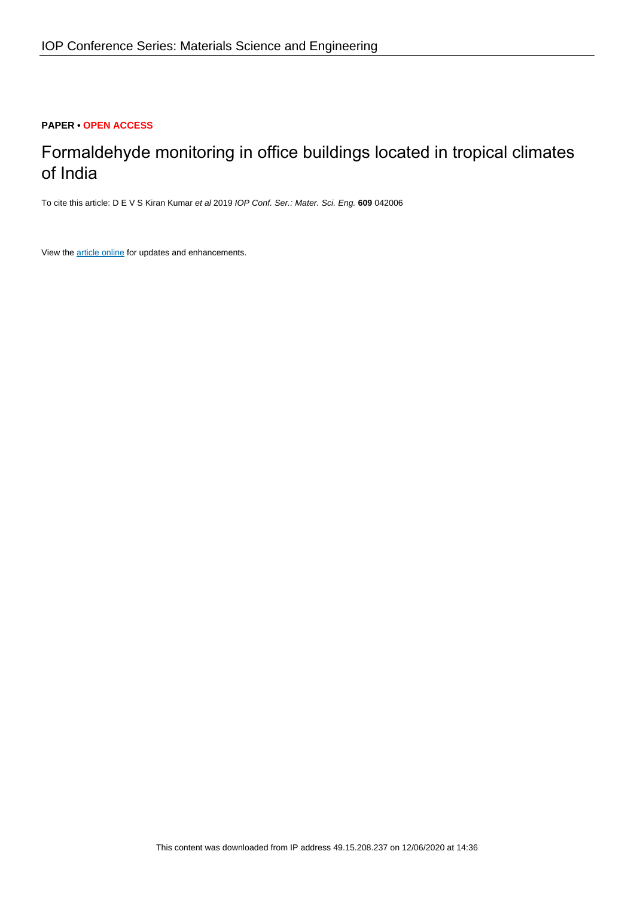**PAPER • OPEN ACCESS**

# Formaldehyde monitoring in office buildings located in tropical climates of India

To cite this article: D E V S Kiran Kumar *et al* 2019 *IOP Conf. Ser.: Mater. Sci. Eng.* **609** 042006

View the article online for updates and enhancements.

This content was downloaded from IP address 49.15.208.237 on 12/06/2020 at 14:36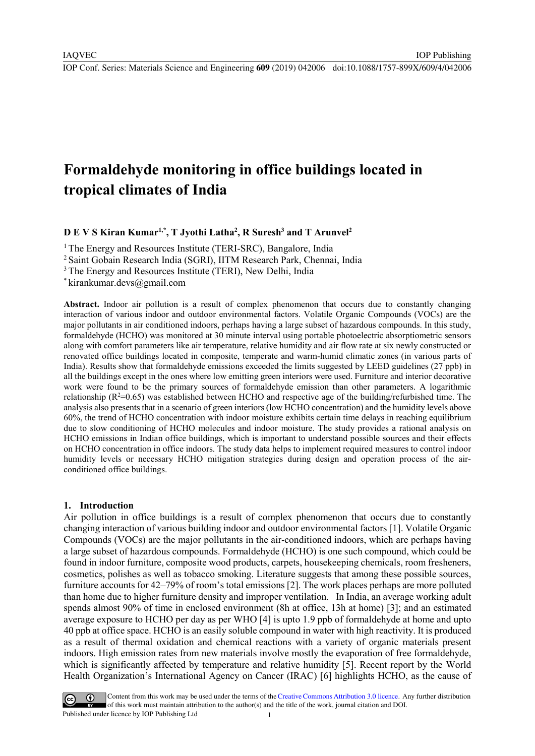# Formaldehyde monitoring in office buildings located in tropical climates of India

**D E V S Kiran Kumar[1,*], T Jyothi Latha[2], R Suresh[3] and T Arunvel[2]**

[1] The Energy and Resources Institute (TERI-SRC), Bangalore, India

[2] Saint Gobain Research India (SGRI), IITM Research Park, Chennai, India

[3] The Energy and Resources Institute (TERI), New Delhi, India

[*] kirankumar.devs@gmail.com

**Abstract.** Indoor air pollution is a result of complex phenomenon that occurs due to constantly changing interaction of various indoor and outdoor environmental factors. Volatile Organic Compounds (VOCs) are the major pollutants in air conditioned indoors, perhaps having a large subset of hazardous compounds. In this study, formaldehyde (HCHO) was monitored at 30 minute interval using portable photoelectric absorptiometric sensors along with comfort parameters like air temperature, relative humidity and air flow rate at six newly constructed or renovated office buildings located in composite, temperate and warm-humid climatic zones (in various parts of India). Results show that formaldehyde emissions exceeded the limits suggested by LEED guidelines (27 ppb) in all the buildings except in the ones where low emitting green interiors were used. Furniture and interior decorative work were found to be the primary sources of formaldehyde emission than other parameters. A logarithmic relationship ($R^2$=0.65) was established between HCHO and respective age of the building/refurbished time. The analysis also presents that in a scenario of green interiors (low HCHO concentration) and the humidity levels above 60%, the trend of HCHO concentration with indoor moisture exhibits certain time delays in reaching equilibrium due to slow conditioning of HCHO molecules and indoor moisture. The study provides a rational analysis on HCHO emissions in Indian office buildings, which is important to understand possible sources and their effects on HCHO concentration in office indoors. The study data helps to implement required measures to control indoor humidity levels or necessary HCHO mitigation strategies during design and operation process of the air-conditioned office buildings.

## 1. Introduction

Air pollution in office buildings is a result of complex phenomenon that occurs due to constantly changing interaction of various building indoor and outdoor environmental factors [1]. Volatile Organic Compounds (VOCs) are the major pollutants in the air-conditioned indoors, which are perhaps having a large subset of hazardous compounds. Formaldehyde (HCHO) is one such compound, which could be found in indoor furniture, composite wood products, carpets, housekeeping chemicals, room fresheners, cosmetics, polishes as well as tobacco smoking. Literature suggests that among these possible sources, furniture accounts for 42–79% of room's total emissions [2]. The work places perhaps are more polluted than home due to higher furniture density and improper ventilation. In India, an average working adult spends almost 90% of time in enclosed environment (8h at office, 13h at home) [3]; and an estimated average exposure to HCHO per day as per WHO [4] is upto 1.9 ppb of formaldehyde at home and upto 40 ppb at office space. HCHO is an easily soluble compound in water with high reactivity. It is produced as a result of thermal oxidation and chemical reactions with a variety of organic materials present indoors. High emission rates from new materials involve mostly the evaporation of free formaldehyde, which is significantly affected by temperature and relative humidity [5]. Recent report by the World Health Organization's International Agency on Cancer (IRAC) [6] highlights HCHO, as the cause of

Content from this work may be used under the terms of the Creative Commons Attribution 3.0 licence. Any further distribution of this work must maintain attribution to the author(s) and the title of the work, journal citation and DOI.
Published under licence by IOP Publishing Ltd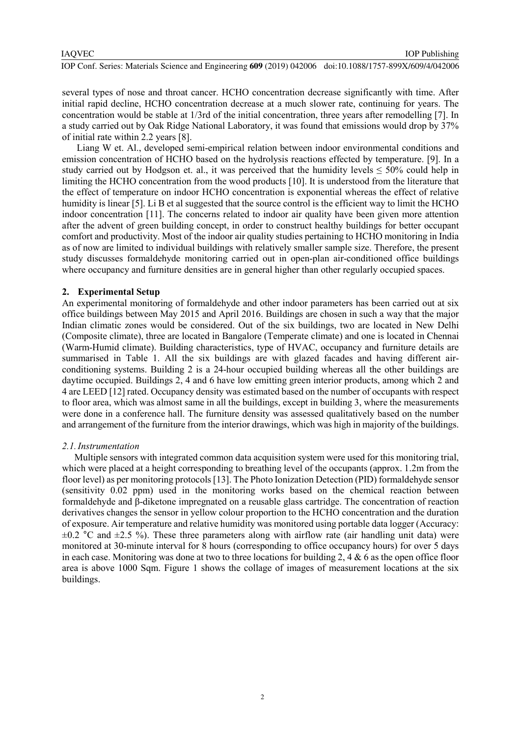several types of nose and throat cancer. HCHO concentration decrease significantly with time. After initial rapid decline, HCHO concentration decrease at a much slower rate, continuing for years. The concentration would be stable at 1/3rd of the initial concentration, three years after remodelling [7]. In a study carried out by Oak Ridge National Laboratory, it was found that emissions would drop by 37% of initial rate within 2.2 years [8].

Liang W et. Al., developed semi-empirical relation between indoor environmental conditions and emission concentration of HCHO based on the hydrolysis reactions effected by temperature. [9]. In a study carried out by Hodgson et. al., it was perceived that the humidity levels $\leq$ 50% could help in limiting the HCHO concentration from the wood products [10]. It is understood from the literature that the effect of temperature on indoor HCHO concentration is exponential whereas the effect of relative humidity is linear [5]. Li B et al suggested that the source control is the efficient way to limit the HCHO indoor concentration [11]. The concerns related to indoor air quality have been given more attention after the advent of green building concept, in order to construct healthy buildings for better occupant comfort and productivity. Most of the indoor air quality studies pertaining to HCHO monitoring in India as of now are limited to individual buildings with relatively smaller sample size. Therefore, the present study discusses formaldehyde monitoring carried out in open-plan air-conditioned office buildings where occupancy and furniture densities are in general higher than other regularly occupied spaces.

## 2. Experimental Setup

An experimental monitoring of formaldehyde and other indoor parameters has been carried out at six office buildings between May 2015 and April 2016. Buildings are chosen in such a way that the major Indian climatic zones would be considered. Out of the six buildings, two are located in New Delhi (Composite climate), three are located in Bangalore (Temperate climate) and one is located in Chennai (Warm-Humid climate). Building characteristics, type of HVAC, occupancy and furniture details are summarised in Table 1. All the six buildings are with glazed facades and having different air-conditioning systems. Building 2 is a 24-hour occupied building whereas all the other buildings are daytime occupied. Buildings 2, 4 and 6 have low emitting green interior products, among which 2 and 4 are LEED [12] rated. Occupancy density was estimated based on the number of occupants with respect to floor area, which was almost same in all the buildings, except in building 3, where the measurements were done in a conference hall. The furniture density was assessed qualitatively based on the number and arrangement of the furniture from the interior drawings, which was high in majority of the buildings.

### *2.1. Instrumentation*

Multiple sensors with integrated common data acquisition system were used for this monitoring trial, which were placed at a height corresponding to breathing level of the occupants (approx. 1.2m from the floor level) as per monitoring protocols [13]. The Photo Ionization Detection (PID) formaldehyde sensor (sensitivity 0.02 ppm) used in the monitoring works based on the chemical reaction between formaldehyde and β-diketone impregnated on a reusable glass cartridge. The concentration of reaction derivatives changes the sensor in yellow colour proportion to the HCHO concentration and the duration of exposure. Air temperature and relative humidity was monitored using portable data logger (Accuracy: $\pm$0.2 °C and $\pm$2.5 %). These three parameters along with airflow rate (air handling unit data) were monitored at 30-minute interval for 8 hours (corresponding to office occupancy hours) for over 5 days in each case. Monitoring was done at two to three locations for building 2, 4 & 6 as the open office floor area is above 1000 Sqm. Figure 1 shows the collage of images of measurement locations at the six buildings.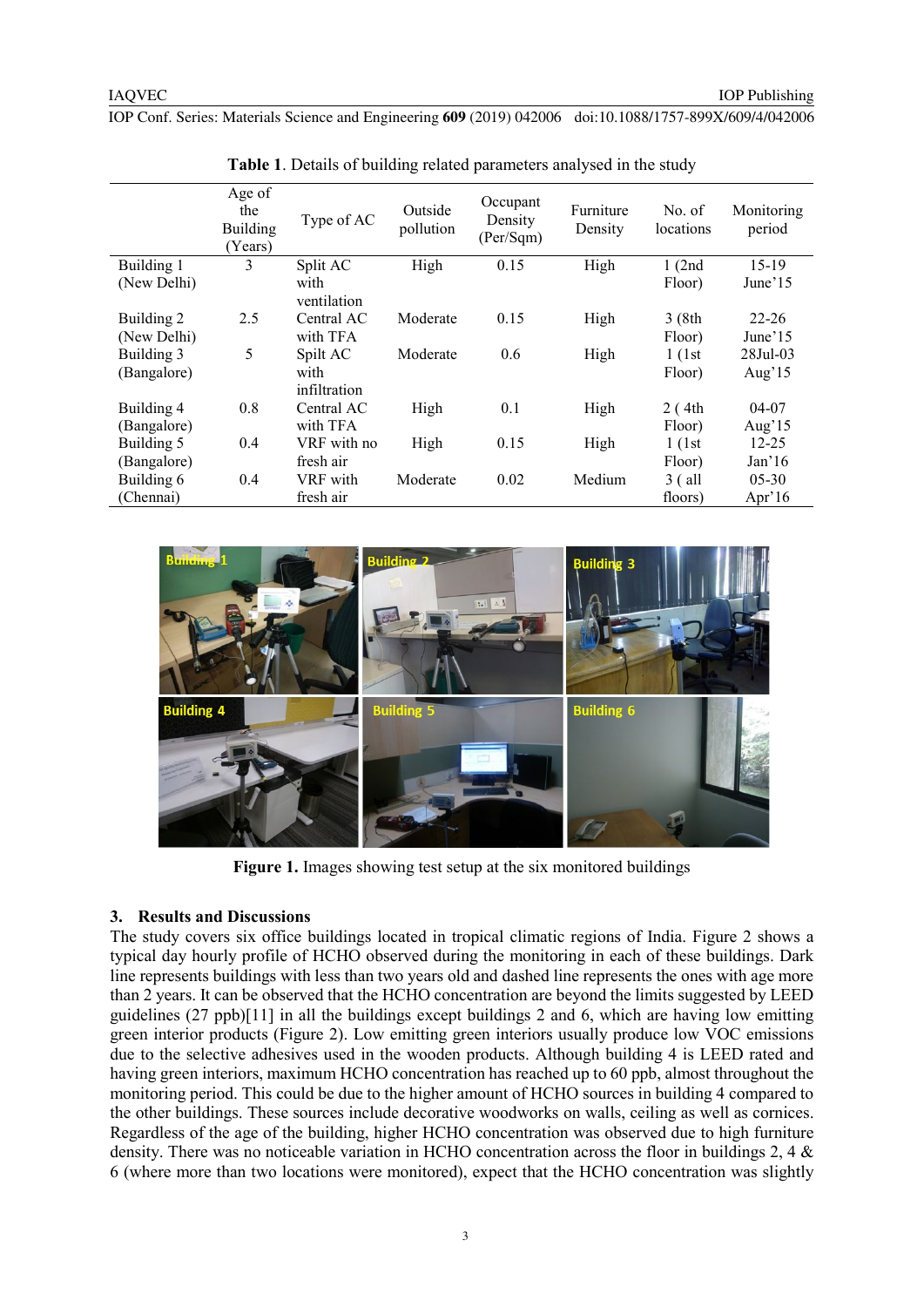**Table 1**. Details of building related parameters analysed in the study

| | Age of the Building (Years) | Type of AC | Outside pollution | Occupant Density (Per/Sqm) | Furniture Density | No. of locations | Monitoring period |
|---|---|---|---|---|---|---|---|
| Building 1 (New Delhi) | 3 | Split AC with ventilation | High | 0.15 | High | 1 (2nd Floor) | 15-19 June'15 |
| Building 2 (New Delhi) | 2.5 | Central AC with TFA | Moderate | 0.15 | High | 3 (8th Floor) | 22-26 June'15 |
| Building 3 (Bangalore) | 5 | Spilt AC with infiltration | Moderate | 0.6 | High | 1 (1st Floor) | 28Jul-03 Aug'15 |
| Building 4 (Bangalore) | 0.8 | Central AC with TFA | High | 0.1 | High | 2 ( 4th Floor) | 04-07 Aug'15 |
| Building 5 (Bangalore) | 0.4 | VRF with no fresh air | High | 0.15 | High | 1 (1st Floor) | 12-25 Jan'16 |
| Building 6 (Chennai) | 0.4 | VRF with fresh air | Moderate | 0.02 | Medium | 3 ( all floors) | 05-30 Apr'16 |

**Figure 1.** Images showing test setup at the six monitored buildings

## 3. Results and Discussions

The study covers six office buildings located in tropical climatic regions of India. Figure 2 shows a typical day hourly profile of HCHO observed during the monitoring in each of these buildings. Dark line represents buildings with less than two years old and dashed line represents the ones with age more than 2 years. It can be observed that the HCHO concentration are beyond the limits suggested by LEED guidelines (27 ppb)[11] in all the buildings except buildings 2 and 6, which are having low emitting green interior products (Figure 2). Low emitting green interiors usually produce low VOC emissions due to the selective adhesives used in the wooden products. Although building 4 is LEED rated and having green interiors, maximum HCHO concentration has reached up to 60 ppb, almost throughout the monitoring period. This could be due to the higher amount of HCHO sources in building 4 compared to the other buildings. These sources include decorative woodworks on walls, ceiling as well as cornices. Regardless of the age of the building, higher HCHO concentration was observed due to high furniture density. There was no noticeable variation in HCHO concentration across the floor in buildings 2, 4 & 6 (where more than two locations were monitored), expect that the HCHO concentration was slightly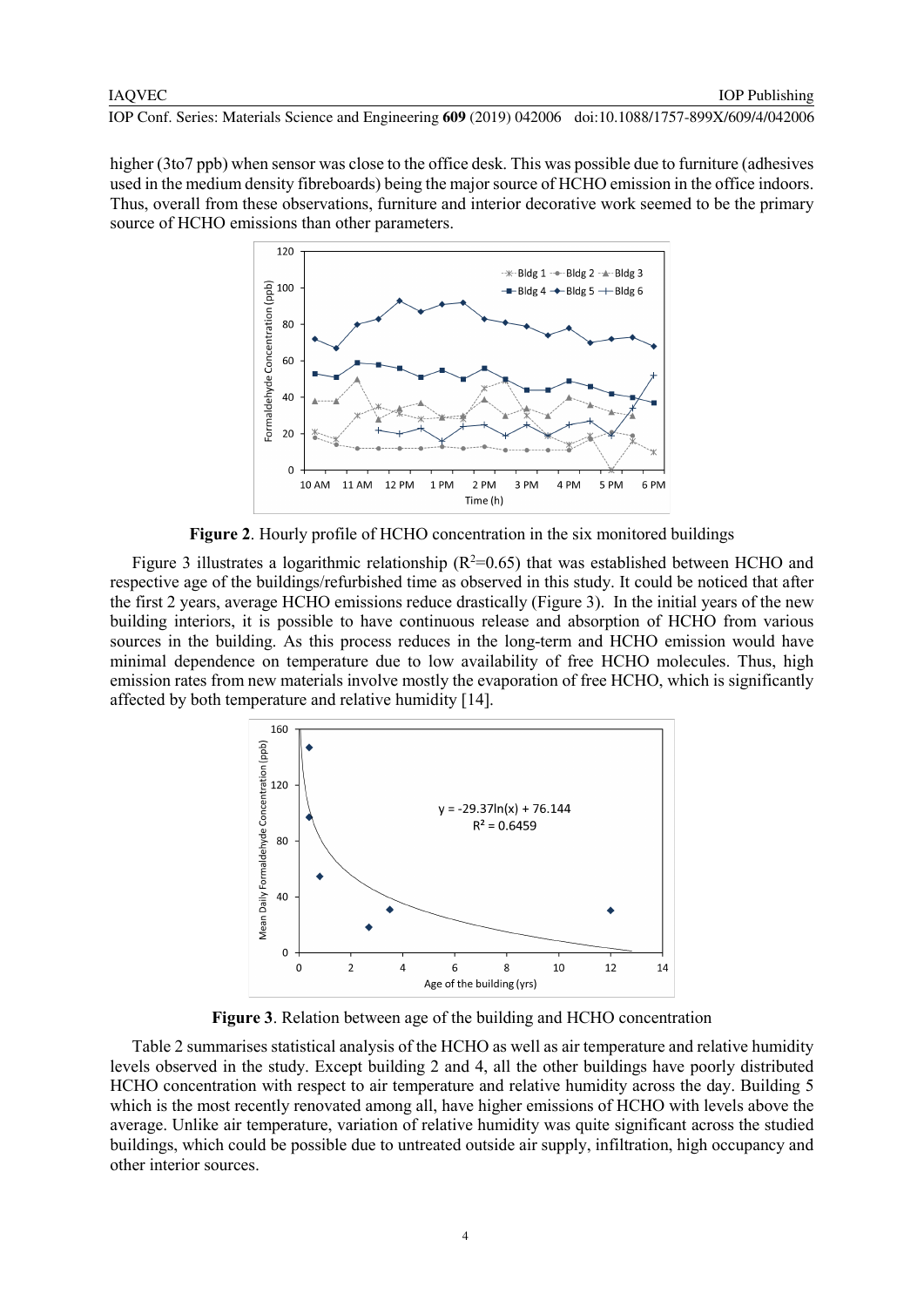higher (3to7 ppb) when sensor was close to the office desk. This was possible due to furniture (adhesives used in the medium density fibreboards) being the major source of HCHO emission in the office indoors. Thus, overall from these observations, furniture and interior decorative work seemed to be the primary source of HCHO emissions than other parameters.

Bldg 1
Bldg 2
Bldg 3
Bldg 4
Bldg 5
Bldg 6

Formaldehyde Concentration (ppb)

0
20
40
60
80
100
120

10 AM
11 AM
12 PM
1 PM
2 PM
3 PM
4 PM
5 PM
6 PM

Time (h)

**Figure 2**. Hourly profile of HCHO concentration in the six monitored buildings

Figure 3 illustrates a logarithmic relationship ($R^2$=0.65) that was established between HCHO and respective age of the buildings/refurbished time as observed in this study. It could be noticed that after the first 2 years, average HCHO emissions reduce drastically (Figure 3). In the initial years of the new building interiors, it is possible to have continuous release and absorption of HCHO from various sources in the building. As this process reduces in the long-term and HCHO emission would have minimal dependence on temperature due to low availability of free HCHO molecules. Thus, high emission rates from new materials involve mostly the evaporation of free HCHO, which is significantly affected by both temperature and relative humidity [14].

Mean Daily Formaldehyde Concentration (ppb)

0
40
80
120
160

$y = -29.37\ln(x) + 76.144$
$R^2 = 0.6459$

0
2
4
6
8
10
12
14

Age of the building (yrs)

**Figure 3**. Relation between age of the building and HCHO concentration

Table 2 summarises statistical analysis of the HCHO as well as air temperature and relative humidity levels observed in the study. Except building 2 and 4, all the other buildings have poorly distributed HCHO concentration with respect to air temperature and relative humidity across the day. Building 5 which is the most recently renovated among all, have higher emissions of HCHO with levels above the average. Unlike air temperature, variation of relative humidity was quite significant across the studied buildings, which could be possible due to untreated outside air supply, infiltration, high occupancy and other interior sources.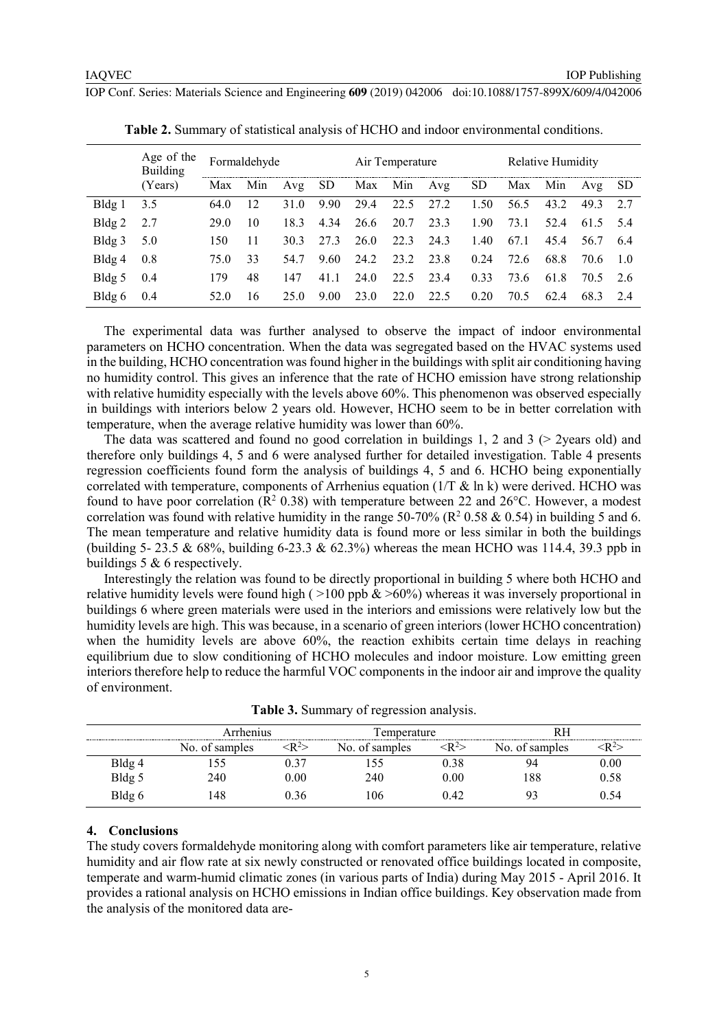**Table 2.** Summary of statistical analysis of HCHO and indoor environmental conditions.

| | Age of the Building (Years) | Formaldehyde | | | | Air Temperature | | | | Relative Humidity | | | |
|---|---|---|---|---|---|---|---|---|---|---|---|---|---|
| | | Max | Min | Avg | SD | Max | Min | Avg | SD | Max | Min | Avg | SD |
| Bldg 1 | 3.5 | 64.0 | 12 | 31.0 | 9.90 | 29.4 | 22.5 | 27.2 | 1.50 | 56.5 | 43.2 | 49.3 | 2.7 |
| Bldg 2 | 2.7 | 29.0 | 10 | 18.3 | 4.34 | 26.6 | 20.7 | 23.3 | 1.90 | 73.1 | 52.4 | 61.5 | 5.4 |
| Bldg 3 | 5.0 | 150 | 11 | 30.3 | 27.3 | 26.0 | 22.3 | 24.3 | 1.40 | 67.1 | 45.4 | 56.7 | 6.4 |
| Bldg 4 | 0.8 | 75.0 | 33 | 54.7 | 9.60 | 24.2 | 23.2 | 23.8 | 0.24 | 72.6 | 68.8 | 70.6 | 1.0 |
| Bldg 5 | 0.4 | 179 | 48 | 147 | 41.1 | 24.0 | 22.5 | 23.4 | 0.33 | 73.6 | 61.8 | 70.5 | 2.6 |
| Bldg 6 | 0.4 | 52.0 | 16 | 25.0 | 9.00 | 23.0 | 22.0 | 22.5 | 0.20 | 70.5 | 62.4 | 68.3 | 2.4 |

The experimental data was further analysed to observe the impact of indoor environmental parameters on HCHO concentration. When the data was segregated based on the HVAC systems used in the building, HCHO concentration was found higher in the buildings with split air conditioning having no humidity control. This gives an inference that the rate of HCHO emission have strong relationship with relative humidity especially with the levels above 60%. This phenomenon was observed especially in buildings with interiors below 2 years old. However, HCHO seem to be in better correlation with temperature, when the average relative humidity was lower than 60%.

The data was scattered and found no good correlation in buildings 1, 2 and 3 (> 2years old) and therefore only buildings 4, 5 and 6 were analysed further for detailed investigation. Table 4 presents regression coefficients found form the analysis of buildings 4, 5 and 6. HCHO being exponentially correlated with temperature, components of Arrhenius equation (1/T & ln k) were derived. HCHO was found to have poor correlation ($R^2$ 0.38) with temperature between 22 and 26°C. However, a modest correlation was found with relative humidity in the range 50-70% ($R^2$ 0.58 & 0.54) in building 5 and 6. The mean temperature and relative humidity data is found more or less similar in both the buildings (building 5- 23.5 & 68%, building 6-23.3 & 62.3%) whereas the mean HCHO was 114.4, 39.3 ppb in buildings 5 & 6 respectively.

Interestingly the relation was found to be directly proportional in building 5 where both HCHO and relative humidity levels were found high ( >100 ppb & >60%) whereas it was inversely proportional in buildings 6 where green materials were used in the interiors and emissions were relatively low but the humidity levels are high. This was because, in a scenario of green interiors (lower HCHO concentration) when the humidity levels are above 60%, the reaction exhibits certain time delays in reaching equilibrium due to slow conditioning of HCHO molecules and indoor moisture. Low emitting green interiors therefore help to reduce the harmful VOC components in the indoor air and improve the quality of environment.

**Table 3.** Summary of regression analysis.

| | Arrhenius | | Temperature | | RH | |
|---|---|---|---|---|---|---|
| | No. of samples | $\langle R^2 \rangle$ | No. of samples | $\langle R^2 \rangle$ | No. of samples | $\langle R^2 \rangle$ |
| Bldg 4 | 155 | 0.37 | 155 | 0.38 | 94 | 0.00 |
| Bldg 5 | 240 | 0.00 | 240 | 0.00 | 188 | 0.58 |
| Bldg 6 | 148 | 0.36 | 106 | 0.42 | 93 | 0.54 |

## 4. Conclusions

The study covers formaldehyde monitoring along with comfort parameters like air temperature, relative humidity and air flow rate at six newly constructed or renovated office buildings located in composite, temperate and warm-humid climatic zones (in various parts of India) during May 2015 - April 2016. It provides a rational analysis on HCHO emissions in Indian office buildings. Key observation made from the analysis of the monitored data are-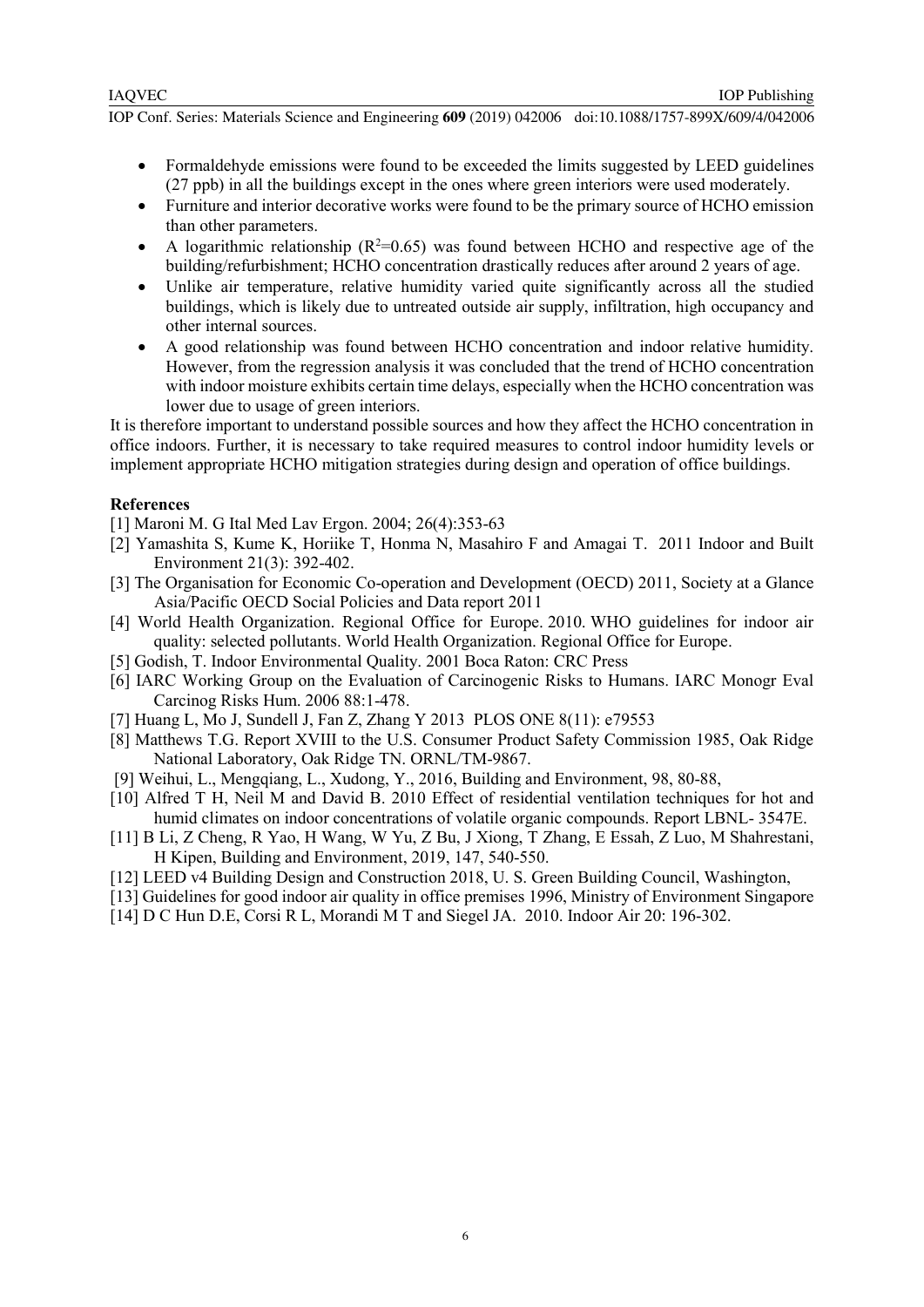- Formaldehyde emissions were found to be exceeded the limits suggested by LEED guidelines (27 ppb) in all the buildings except in the ones where green interiors were used moderately.
- Furniture and interior decorative works were found to be the primary source of HCHO emission than other parameters.
- A logarithmic relationship ($R^2$=0.65) was found between HCHO and respective age of the building/refurbishment; HCHO concentration drastically reduces after around 2 years of age.
- Unlike air temperature, relative humidity varied quite significantly across all the studied buildings, which is likely due to untreated outside air supply, infiltration, high occupancy and other internal sources.
- A good relationship was found between HCHO concentration and indoor relative humidity. However, from the regression analysis it was concluded that the trend of HCHO concentration with indoor moisture exhibits certain time delays, especially when the HCHO concentration was lower due to usage of green interiors.

It is therefore important to understand possible sources and how they affect the HCHO concentration in office indoors. Further, it is necessary to take required measures to control indoor humidity levels or implement appropriate HCHO mitigation strategies during design and operation of office buildings.

**References**

[1] Maroni M. G Ital Med Lav Ergon. 2004; 26(4):353-63

[2] Yamashita S, Kume K, Horiike T, Honma N, Masahiro F and Amagai T. 2011 Indoor and Built Environment 21(3): 392-402.

[3] The Organisation for Economic Co-operation and Development (OECD) 2011, Society at a Glance Asia/Pacific OECD Social Policies and Data report 2011

[4] World Health Organization. Regional Office for Europe. 2010. WHO guidelines for indoor air quality: selected pollutants. World Health Organization. Regional Office for Europe.

[5] Godish, T. Indoor Environmental Quality. 2001 Boca Raton: CRC Press

[6] IARC Working Group on the Evaluation of Carcinogenic Risks to Humans. IARC Monogr Eval Carcinog Risks Hum. 2006 88:1-478.

[7] Huang L, Mo J, Sundell J, Fan Z, Zhang Y 2013 PLOS ONE 8(11): e79553

[8] Matthews T.G. Report XVIII to the U.S. Consumer Product Safety Commission 1985, Oak Ridge National Laboratory, Oak Ridge TN. ORNL/TM-9867.

[9] Weihui, L., Mengqiang, L., Xudong, Y., 2016, Building and Environment, 98, 80-88,

[10] Alfred T H, Neil M and David B. 2010 Effect of residential ventilation techniques for hot and humid climates on indoor concentrations of volatile organic compounds. Report LBNL- 3547E.

[11] B Li, Z Cheng, R Yao, H Wang, W Yu, Z Bu, J Xiong, T Zhang, E Essah, Z Luo, M Shahrestani, H Kipen, Building and Environment, 2019, 147, 540-550.

[12] LEED v4 Building Design and Construction 2018, U. S. Green Building Council, Washington,

[13] Guidelines for good indoor air quality in office premises 1996, Ministry of Environment Singapore

[14] D C Hun D.E, Corsi R L, Morandi M T and Siegel JA. 2010. Indoor Air 20: 196-302.